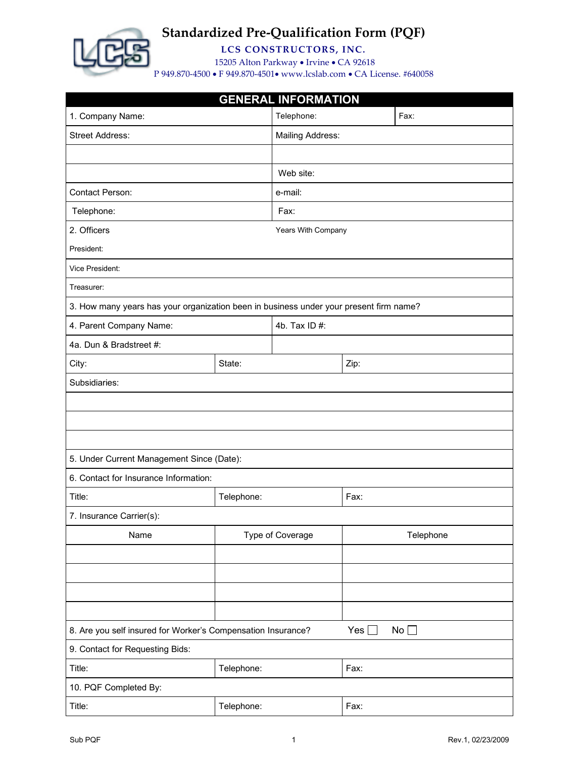# Standardized Pre-Qualification Form (PQF)

**LCS CONSTRUCTORS, INC.**

15205 Alton Parkway • Irvine • CA 92618

P 949.870-4500 • F 949.870-4501• www.lcslab.com • CA License. #640058

## GENERAL INFORMATION

| | | |
|---|---|---|
| 1. Company Name: | Telephone: | Fax: |
| Street Address: | Mailing Address: | |
| | | |
| | Web site: | |
| Contact Person: | e-mail: | |
| Telephone: | Fax: | |
| 2. Officers | Years With Company | |
| President: | | |
| Vice President: | | |
| Treasurer: | | |
| 3. How many years has your organization been in business under your present firm name? | | |
| 4. Parent Company Name: | 4b. Tax ID #: | |
| 4a. Dun & Bradstreet #: | | |

| | | |
|---|---|---|
| City: | State: | Zip: |
| Subsidiaries: | | |
| | | |
| | | |
| | | |
| 5. Under Current Management Since (Date): | | |
| 6. Contact for Insurance Information: | | |
| Title: | Telephone: | Fax: |
| 7. Insurance Carrier(s): | | |
| Name | Type of Coverage | Telephone |
| | | |
| | | |
| | | |
| | | |
| 8. Are you self insured for Worker's Compensation Insurance? | Yes ☐ | No ☐ |
| 9. Contact for Requesting Bids: | | |
| Title: | Telephone: | Fax: |
| 10. PQF Completed By: | | |
| Title: | Telephone: | Fax: |

Sub PQF

Rev.1, 02/23/2009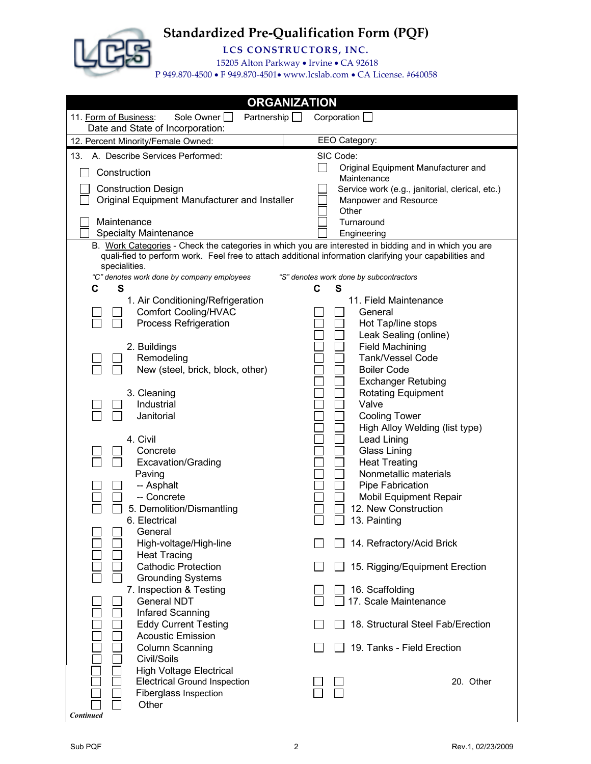# Standardized Pre-Qualification Form (PQF)

**LCS CONSTRUCTORS, INC.**

15205 Alton Parkway • Irvine • CA 92618

P 949.870-4500 • F 949.870-4501• www.lcslab.com • CA License. #640058

## ORGANIZATION

11. Form of Business: Sole Owner ☐ Partnership ☐ Corporation ☐
Date and State of Incorporation:

12. Percent Minority/Female Owned: | EEO Category:

13. A. Describe Services Performed: | SIC Code:

- ☐ Construction
- ☐ Construction Design
- ☐ Original Equipment Manufacturer and Installer
- ☐ Maintenance
- ☐ Specialty Maintenance
- ☐ Original Equipment Manufacturer and Maintenance
- ☐ Service work (e.g., janitorial, clerical, etc.)
- ☐ Manpower and Resource
- ☐ Other
- ☐ Turnaround
- ☐ Engineering

B. Work Categories - Check the categories in which you are interested in bidding and in which you are quali-fied to perform work. Feel free to attach additional information clarifying your capabilities and specialities.

*"C" denotes work done by company employees* *"S" denotes work done by subcontractors*

| C | S | Category |
|---|---|---|
| | | 1. Air Conditioning/Refrigeration |
| ☐ | ☐ | Comfort Cooling/HVAC |
| ☐ | ☐ | Process Refrigeration |
| | | 2. Buildings |
| ☐ | ☐ | Remodeling |
| ☐ | ☐ | New (steel, brick, block, other) |
| | | 3. Cleaning |
| ☐ | ☐ | Industrial |
| ☐ | ☐ | Janitorial |
| | | 4. Civil |
| ☐ | ☐ | Concrete |
| ☐ | ☐ | Excavation/Grading |
| | | Paving |
| ☐ | ☐ | -- Asphalt |
| ☐ | ☐ | -- Concrete |
| ☐ | ☐ | 5. Demolition/Dismantling |
| | | 6. Electrical |
| ☐ | ☐ | General |
| ☐ | ☐ | High-voltage/High-line |
| ☐ | ☐ | Heat Tracing |
| ☐ | ☐ | Cathodic Protection |
| ☐ | ☐ | Grounding Systems |
| | | 7. Inspection & Testing |
| ☐ | ☐ | General NDT |
| ☐ | ☐ | Infared Scanning |
| ☐ | ☐ | Eddy Current Testing |
| ☐ | ☐ | Acoustic Emission |
| ☐ | ☐ | Column Scanning |
| ☐ | ☐ | Civil/Soils |
| ☐ | ☐ | High Voltage Electrical |
| ☐ | ☐ | Electrical Ground Inspection |
| ☐ | ☐ | Fiberglass Inspection |
| ☐ | ☐ | Other |

| C | S | Category |
|---|---|---|
| | | 11. Field Maintenance |
| ☐ | ☐ | General |
| ☐ | ☐ | Hot Tap/line stops |
| ☐ | ☐ | Leak Sealing (online) |
| ☐ | ☐ | Field Machining |
| ☐ | ☐ | Tank/Vessel Code |
| ☐ | ☐ | Boiler Code |
| ☐ | ☐ | Exchanger Retubing |
| ☐ | ☐ | Rotating Equipment |
| ☐ | ☐ | Valve |
| ☐ | ☐ | Cooling Tower |
| ☐ | ☐ | High Alloy Welding (list type) |
| ☐ | ☐ | Lead Lining |
| ☐ | ☐ | Glass Lining |
| ☐ | ☐ | Heat Treating |
| ☐ | ☐ | Nonmetallic materials |
| ☐ | ☐ | Pipe Fabrication |
| ☐ | ☐ | Mobil Equipment Repair |
| ☐ | ☐ | 12. New Construction |
| ☐ | ☐ | 13. Painting |
| ☐ | ☐ | 14. Refractory/Acid Brick |
| ☐ | ☐ | 15. Rigging/Equipment Erection |
| ☐ | ☐ | 16. Scaffolding |
| ☐ | ☐ | 17. Scale Maintenance |
| ☐ | ☐ | 18. Structural Steel Fab/Erection |
| ☐ | ☐ | 19. Tanks - Field Erection |
| ☐ | ☐ | 20. Other |
| ☐ | ☐ | |

***Continued***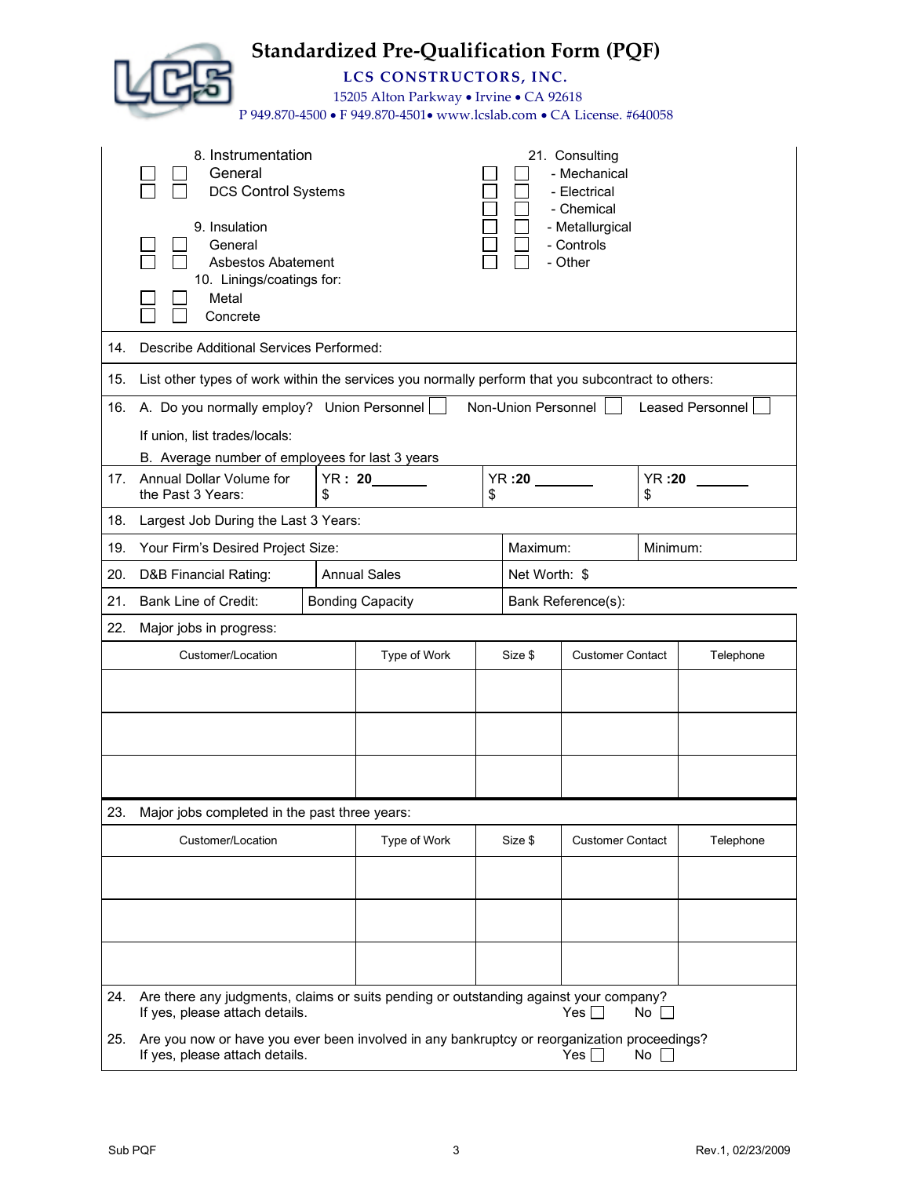# Standardized Pre-Qualification Form (PQF)

**LCS CONSTRUCTORS, INC.**

15205 Alton Parkway • Irvine • CA 92618

P 949.870-4500 • F 949.870-4501• www.lcslab.com • CA License. #640058

8. Instrumentation
- ☐ ☐ General
- ☐ ☐ DCS Control Systems

9. Insulation
- ☐ ☐ General
- ☐ ☐ Asbestos Abatement

10. Linings/coatings for:
- ☐ ☐ Metal
- ☐ ☐ Concrete

21. Consulting
- ☐ ☐ - Mechanical
- ☐ ☐ - Electrical
- ☐ ☐ - Chemical
- ☐ ☐ - Metallurgical
- ☐ ☐ - Controls
- ☐ ☐ - Other

14. Describe Additional Services Performed:

15. List other types of work within the services you normally perform that you subcontract to others:

16. A. Do you normally employ? Union Personnel ☐ Non-Union Personnel ☐ Leased Personnel ☐

If union, list trades/locals:

B. Average number of employees for last 3 years

| 17. Annual Dollar Volume for the Past 3 Years: | YR: 20_______ $ | YR :20 _______ $ | YR :20 _______ $ |
|---|---|---|---|

18. Largest Job During the Last 3 Years:

| 19. Your Firm's Desired Project Size: | Maximum: | Minimum: |
|---|---|---|

| 20. D&B Financial Rating: | Annual Sales | Net Worth: $ |
|---|---|---|
| 21. Bank Line of Credit: | Bonding Capacity | Bank Reference(s): |

22. Major jobs in progress:

| Customer/Location | Type of Work | Size $ | Customer Contact | Telephone |
|---|---|---|---|---|
| | | | | |
| | | | | |
| | | | | |

23. Major jobs completed in the past three years:

| Customer/Location | Type of Work | Size $ | Customer Contact | Telephone |
|---|---|---|---|---|
| | | | | |
| | | | | |
| | | | | |

24. Are there any judgments, claims or suits pending or outstanding against your company? If yes, please attach details. Yes ☐ No ☐

25. Are you now or have you ever been involved in any bankruptcy or reorganization proceedings? If yes, please attach details. Yes ☐ No ☐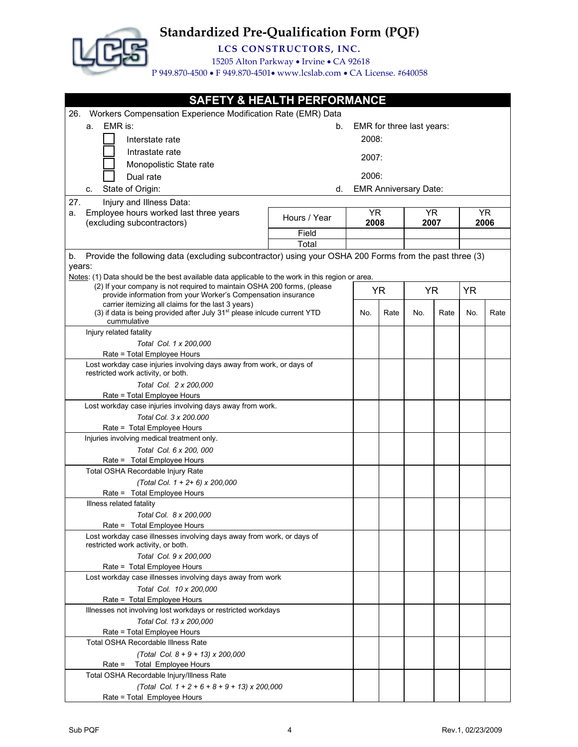# Standardized Pre-Qualification Form (PQF)

**LCS CONSTRUCTORS, INC.**

15205 Alton Parkway • Irvine • CA 92618

P 949.870-4500 • F 949.870-4501• www.lcslab.com • CA License. #640058

## SAFETY & HEALTH PERFORMANCE

26. Workers Compensation Experience Modification Rate (EMR) Data

a. EMR is:

- [ ] Interstate rate
- [ ] Intrastate rate
- [ ] Monopolistic State rate
- [ ] Dual rate

b. EMR for three last years:

2008:

2007:

2006:

c. State of Origin:

d. EMR Anniversary Date:

27. Injury and Illness Data:

a. Employee hours worked last three years (excluding subcontractors)

| Hours / Year | YR 2008 | YR 2007 | YR 2006 |
|---|---|---|---|
| Field | | | |
| Total | | | |

b. Provide the following data (excluding subcontractor) using your OSHA 200 Forms from the past three (3) years:

Notes: (1) Data should be the best available data applicable to the work in this region or area.
(2) If your company is not required to maintain OSHA 200 forms, (please provide information from your Worker's Compensation insurance carrier itemizing all claims for the last 3 years)
(3) if data is being provided after July 31st please inlcude current YTD cummulative

| | YR | | YR | | YR | |
|---|---|---|---|---|---|---|
| | No. | Rate | No. | Rate | No. | Rate |
| Injury related fatality<br>Rate = *Total Col. 1 x 200,000* / Total Employee Hours | | | | | | |
| Lost workday case injuries involving days away from work, or days of restricted work activity, or both.<br>Rate = *Total Col. 2 x 200,000* / Total Employee Hours | | | | | | |
| Lost workday case injuries involving days away from work.<br>Rate = *Total Col. 3 x 200.000* / Total Employee Hours | | | | | | |
| Injuries involving medical treatment only.<br>Rate = *Total Col. 6 x 200, 000* / Total Employee Hours | | | | | | |
| Total OSHA Recordable Injury Rate<br>Rate = *(Total Col. 1 + 2+ 6) x 200,000* / Total Employee Hours | | | | | | |
| Illness related fatality<br>Rate = *Total Col. 8 x 200,000* / Total Employee Hours | | | | | | |
| Lost workday case illnesses involving days away from work, or days of restricted work activity, or both.<br>Rate = *Total Col. 9 x 200,000* / Total Employee Hours | | | | | | |
| Lost workday case illnesses involving days away from work<br>Rate = *Total Col. 10 x 200,000* / Total Employee Hours | | | | | | |
| Illnesses not involving lost workdays or restricted workdays<br>Rate = *Total Col. 13 x 200,000* / Total Employee Hours | | | | | | |
| Total OSHA Recordable Illness Rate<br>Rate = *(Total Col. 8 + 9 + 13) x 200,000* / Total Employee Hours | | | | | | |
| Total OSHA Recordable Injury/Illness Rate<br>Rate = *(Total Col. 1 + 2 + 6 + 8 + 9 + 13) x 200,000* / Total Employee Hours | | | | | | |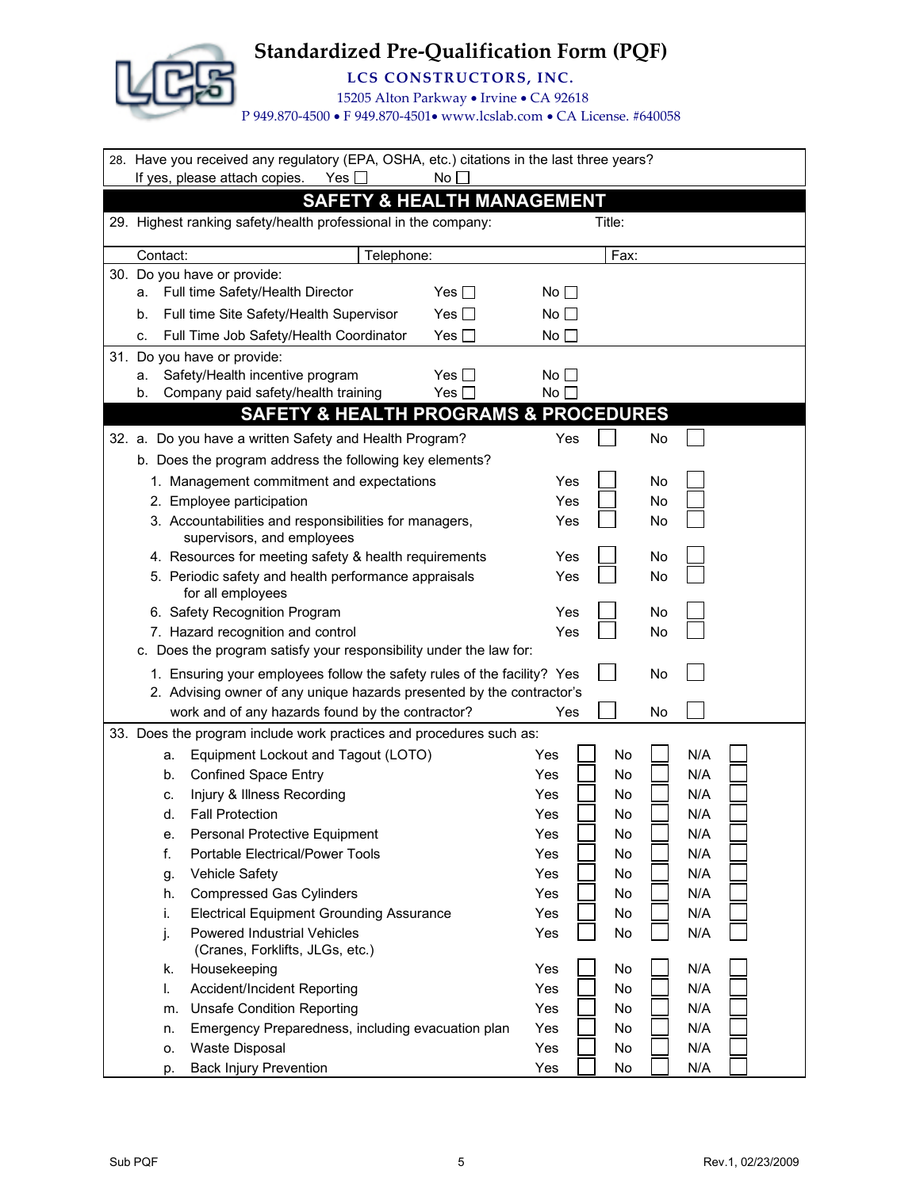# Standardized Pre-Qualification Form (PQF)

**LCS CONSTRUCTORS, INC.**

15205 Alton Parkway • Irvine • CA 92618

P 949.870-4500 • F 949.870-4501• www.lcslab.com • CA License. #640058

28. Have you received any regulatory (EPA, OSHA, etc.) citations in the last three years?
    If yes, please attach copies. Yes ☐ No ☐

## SAFETY & HEALTH MANAGEMENT

29. Highest ranking safety/health professional in the company: Title:

| Contact: | Telephone: | Fax: |
|---|---|---|

30. Do you have or provide:

| | | | |
|---|---|---|---|
| a. | Full time Safety/Health Director | Yes ☐ | No ☐ |
| b. | Full time Site Safety/Health Supervisor | Yes ☐ | No ☐ |
| c. | Full Time Job Safety/Health Coordinator | Yes ☐ | No ☐ |

31. Do you have or provide:

| | | | |
|---|---|---|---|
| a. | Safety/Health incentive program | Yes ☐ | No ☐ |
| b. | Company paid safety/health training | Yes ☐ | No ☐ |

## SAFETY & HEALTH PROGRAMS & PROCEDURES

32. a. Do you have a written Safety and Health Program? Yes ☐ No ☐

b. Does the program address the following key elements?

| | | | |
|---|---|---|---|
| 1. | Management commitment and expectations | Yes ☐ | No ☐ |
| 2. | Employee participation | Yes ☐ | No ☐ |
| 3. | Accountabilities and responsibilities for managers, supervisors, and employees | Yes ☐ | No ☐ |
| 4. | Resources for meeting safety & health requirements | Yes ☐ | No ☐ |
| 5. | Periodic safety and health performance appraisals for all employees | Yes ☐ | No ☐ |
| 6. | Safety Recognition Program | Yes ☐ | No ☐ |
| 7. | Hazard recognition and control | Yes ☐ | No ☐ |

c. Does the program satisfy your responsibility under the law for:

| | | | |
|---|---|---|---|
| 1. | Ensuring your employees follow the safety rules of the facility? | Yes ☐ | No ☐ |
| 2. | Advising owner of any unique hazards presented by the contractor's work and of any hazards found by the contractor? | Yes ☐ | No ☐ |

33. Does the program include work practices and procedures such as:

| | | | | |
|---|---|---|---|---|
| a. | Equipment Lockout and Tagout (LOTO) | Yes ☐ | No ☐ | N/A ☐ |
| b. | Confined Space Entry | Yes ☐ | No ☐ | N/A ☐ |
| c. | Injury & Illness Recording | Yes ☐ | No ☐ | N/A ☐ |
| d. | Fall Protection | Yes ☐ | No ☐ | N/A ☐ |
| e. | Personal Protective Equipment | Yes ☐ | No ☐ | N/A ☐ |
| f. | Portable Electrical/Power Tools | Yes ☐ | No ☐ | N/A ☐ |
| g. | Vehicle Safety | Yes ☐ | No ☐ | N/A ☐ |
| h. | Compressed Gas Cylinders | Yes ☐ | No ☐ | N/A ☐ |
| i. | Electrical Equipment Grounding Assurance | Yes ☐ | No ☐ | N/A ☐ |
| j. | Powered Industrial Vehicles (Cranes, Forklifts, JLGs, etc.) | Yes ☐ | No ☐ | N/A ☐ |
| k. | Housekeeping | Yes ☐ | No ☐ | N/A ☐ |
| l. | Accident/Incident Reporting | Yes ☐ | No ☐ | N/A ☐ |
| m. | Unsafe Condition Reporting | Yes ☐ | No ☐ | N/A ☐ |
| n. | Emergency Preparedness, including evacuation plan | Yes ☐ | No ☐ | N/A ☐ |
| o. | Waste Disposal | Yes ☐ | No ☐ | N/A ☐ |
| p. | Back Injury Prevention | Yes ☐ | No ☐ | N/A ☐ |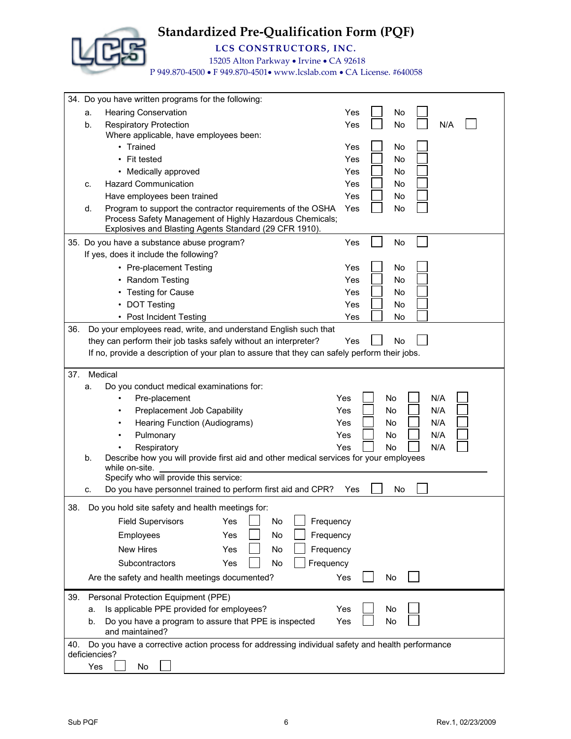# Standardized Pre-Qualification Form (PQF)

**LCS CONSTRUCTORS, INC.**

15205 Alton Parkway • Irvine • CA 92618

P 949.870-4500 • F 949.870-4501• www.lcslab.com • CA License. #640058

34. Do you have written programs for the following:

| | | | | |
|---|---|---|---|---|
| a. Hearing Conservation | Yes ☐ | No ☐ | | |
| b. Respiratory Protection | Yes ☐ | No ☐ | N/A ☐ | |
| Where applicable, have employees been: | | | | |
| • Trained | Yes ☐ | No ☐ | | |
| • Fit tested | Yes ☐ | No ☐ | | |
| • Medically approved | Yes ☐ | No ☐ | | |
| c. Hazard Communication | Yes ☐ | No ☐ | | |
| Have employees been trained | Yes ☐ | No ☐ | | |
| d. Program to support the contractor requirements of the OSHA Process Safety Management of Highly Hazardous Chemicals; Explosives and Blasting Agents Standard (29 CFR 1910). | Yes ☐ | No ☐ | | |

35. Do you have a substance abuse program? Yes ☐ No ☐

If yes, does it include the following?

| | | |
|---|---|---|
| • Pre-placement Testing | Yes ☐ | No ☐ |
| • Random Testing | Yes ☐ | No ☐ |
| • Testing for Cause | Yes ☐ | No ☐ |
| • DOT Testing | Yes ☐ | No ☐ |
| • Post Incident Testing | Yes ☐ | No ☐ |

36. Do your employees read, write, and understand English such that they can perform their job tasks safely without an interpreter? Yes ☐ No ☐

If no, provide a description of your plan to assure that they can safely perform their jobs.

37. Medical

a. Do you conduct medical examinations for:

| | | | |
|---|---|---|---|
| • Pre-placement | Yes ☐ | No ☐ | N/A ☐ |
| • Preplacement Job Capability | Yes ☐ | No ☐ | N/A ☐ |
| • Hearing Function (Audiograms) | Yes ☐ | No ☐ | N/A ☐ |
| • Pulmonary | Yes ☐ | No ☐ | N/A ☐ |
| • Respiratory | Yes ☐ | No ☐ | N/A ☐ |

b. Describe how you will provide first aid and other medical services for your employees while on-site. ______________________________

Specify who will provide this service:

c. Do you have personnel trained to perform first aid and CPR? Yes ☐ No ☐

38. Do you hold site safety and health meetings for:

| | | | |
|---|---|---|---|
| Field Supervisors | Yes ☐ | No ☐ | Frequency |
| Employees | Yes ☐ | No ☐ | Frequency |
| New Hires | Yes ☐ | No ☐ | Frequency |
| Subcontractors | Yes ☐ | No ☐ | Frequency |

Are the safety and health meetings documented? Yes ☐ No ☐

39. Personal Protection Equipment (PPE)

| | | |
|---|---|---|
| a. Is applicable PPE provided for employees? | Yes ☐ | No ☐ |
| b. Do you have a program to assure that PPE is inspected and maintained? | Yes ☐ | No ☐ |

40. Do you have a corrective action process for addressing individual safety and health performance deficiencies?

Yes ☐ No ☐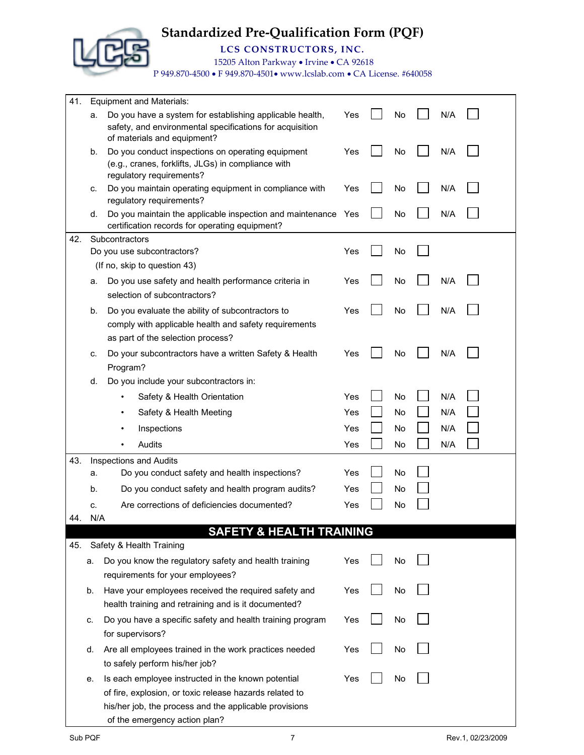# Standardized Pre-Qualification Form (PQF)

**LCS CONSTRUCTORS, INC.**

15205 Alton Parkway • Irvine • CA 92618

P 949.870-4500 • F 949.870-4501• www.lcslab.com • CA License. #640058

41. Equipment and Materials:

| | | | | |
|---|---|---|---|---|
| a. | Do you have a system for establishing applicable health, safety, and environmental specifications for acquisition of materials and equipment? | Yes ☐ | No ☐ | N/A ☐ |
| b. | Do you conduct inspections on operating equipment (e.g., cranes, forklifts, JLGs) in compliance with regulatory requirements? | Yes ☐ | No ☐ | N/A ☐ |
| c. | Do you maintain operating equipment in compliance with regulatory requirements? | Yes ☐ | No ☐ | N/A ☐ |
| d. | Do you maintain the applicable inspection and maintenance certification records for operating equipment? | Yes ☐ | No ☐ | N/A ☐ |

42. Subcontractors

Do you use subcontractors? Yes ☐ No ☐

(If no, skip to question 43)

| | | | | |
|---|---|---|---|---|
| a. | Do you use safety and health performance criteria in selection of subcontractors? | Yes ☐ | No ☐ | N/A ☐ |
| b. | Do you evaluate the ability of subcontractors to comply with applicable health and safety requirements as part of the selection process? | Yes ☐ | No ☐ | N/A ☐ |
| c. | Do your subcontractors have a written Safety & Health Program? | Yes ☐ | No ☐ | N/A ☐ |
| d. | Do you include your subcontractors in: | | | |
| | • Safety & Health Orientation | Yes ☐ | No ☐ | N/A ☐ |
| | • Safety & Health Meeting | Yes ☐ | No ☐ | N/A ☐ |
| | • Inspections | Yes ☐ | No ☐ | N/A ☐ |
| | • Audits | Yes ☐ | No ☐ | N/A ☐ |

43. Inspections and Audits

| | | | |
|---|---|---|---|
| a. | Do you conduct safety and health inspections? | Yes ☐ | No ☐ |
| b. | Do you conduct safety and health program audits? | Yes ☐ | No ☐ |
| c. | Are corrections of deficiencies documented? | Yes ☐ | No ☐ |

44. N/A

## SAFETY & HEALTH TRAINING

45. Safety & Health Training

| | | | |
|---|---|---|---|
| a. | Do you know the regulatory safety and health training requirements for your employees? | Yes ☐ | No ☐ |
| b. | Have your employees received the required safety and health training and retraining and is it documented? | Yes ☐ | No ☐ |
| c. | Do you have a specific safety and health training program for supervisors? | Yes ☐ | No ☐ |
| d. | Are all employees trained in the work practices needed to safely perform his/her job? | Yes ☐ | No ☐ |
| e. | Is each employee instructed in the known potential of fire, explosion, or toxic release hazards related to his/her job, the process and the applicable provisions of the emergency action plan? | Yes ☐ | No ☐ |

Sub PQF Rev.1, 02/23/2009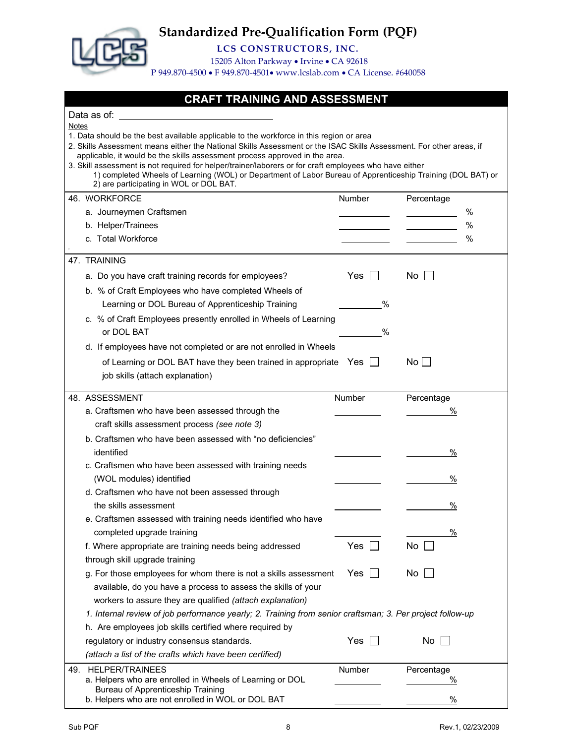# Standardized Pre-Qualification Form (PQF)

**LCS CONSTRUCTORS, INC.**

15205 Alton Parkway • Irvine • CA 92618

P 949.870-4500 • F 949.870-4501• www.lcslab.com • CA License. #640058

## CRAFT TRAINING AND ASSESSMENT

Data as of: ______________________________

Notes

1. Data should be the best available applicable to the workforce in this region or area
2. Skills Assessment means either the National Skills Assessment or the ISAC Skills Assessment. For other areas, if applicable, it would be the skills assessment process approved in the area.
3. Skill assessment is not required for helper/trainer/laborers or for craft employees who have either
   1) completed Wheels of Learning (WOL) or Department of Labor Bureau of Apprenticeship Training (DOL BAT) or
   2) are participating in WOL or DOL BAT.

### 46. WORKFORCE

| | Number | Percentage |
|---|---|---|
| a. Journeymen Craftsmen | ________ | ________ % |
| b. Helper/Trainees | ________ | ________ % |
| c. Total Workforce | ________ | ________ % |

### 47. TRAINING

a. Do you have craft training records for employees? Yes ☐ No ☐

b. % of Craft Employees who have completed Wheels of Learning or DOL Bureau of Apprenticeship Training ________%

c. % of Craft Employees presently enrolled in Wheels of Learning or DOL BAT ________%

d. If employees have not completed or are not enrolled in Wheels of Learning or DOL BAT have they been trained in appropriate job skills (attach explanation) Yes ☐ No ☐

### 48. ASSESSMENT

| | Number | Percentage |
|---|---|---|
| a. Craftsmen who have been assessed through the craft skills assessment process *(see note 3)* | ________ | ________ % |
| b. Craftsmen who have been assessed with "no deficiencies" identified | ________ | ________ % |
| c. Craftsmen who have been assessed with training needs (WOL modules) identified | ________ | ________ % |
| d. Craftsmen who have not been assessed through the skills assessment | ________ | ________ % |
| e. Craftsmen assessed with training needs identified who have completed upgrade training | ________ | ________ % |

f. Where appropriate are training needs being addressed through skill upgrade training Yes ☐ No ☐

g. For those employees for whom there is not a skills assessment available, do you have a process to assess the skills of your workers to assure they are qualified *(attach explanation)* Yes ☐ No ☐

*1. Internal review of job performance yearly; 2. Training from senior craftsman; 3. Per project follow-up*

h. Are employees job skills certified where required by regulatory or industry consensus standards. Yes ☐ No ☐

*(attach a list of the crafts which have been certified)*

### 49. HELPER/TRAINEES

| | Number | Percentage |
|---|---|---|
| a. Helpers who are enrolled in Wheels of Learning or DOL Bureau of Apprenticeship Training | ________ | ________ % |
| b. Helpers who are not enrolled in WOL or DOL BAT | ________ | ________ % |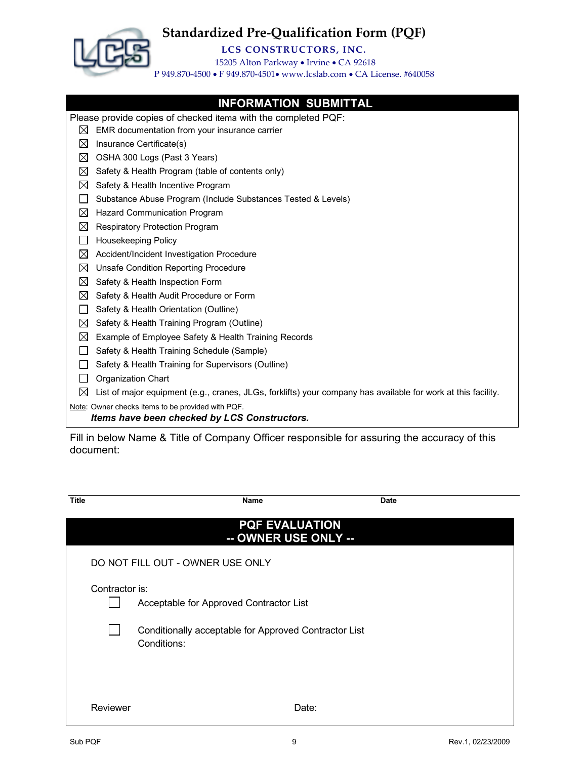# Standardized Pre-Qualification Form (PQF)

**LCS CONSTRUCTORS, INC.**

15205 Alton Parkway • Irvine • CA 92618

P 949.870-4500 • F 949.870-4501• www.lcslab.com • CA License. #640058

## INFORMATION SUBMITTAL

Please provide copies of checked itema with the completed PQF:

- ☒ EMR documentation from your insurance carrier
- ☒ Insurance Certificate(s)
- ☒ OSHA 300 Logs (Past 3 Years)
- ☒ Safety & Health Program (table of contents only)
- ☒ Safety & Health Incentive Program
- ☐ Substance Abuse Program (Include Substances Tested & Levels)
- ☒ Hazard Communication Program
- ☒ Respiratory Protection Program
- ☐ Housekeeping Policy
- ☒ Accident/Incident Investigation Procedure
- ☒ Unsafe Condition Reporting Procedure
- ☒ Safety & Health Inspection Form
- ☒ Safety & Health Audit Procedure or Form
- ☐ Safety & Health Orientation (Outline)
- ☒ Safety & Health Training Program (Outline)
- ☒ Example of Employee Safety & Health Training Records
- ☐ Safety & Health Training Schedule (Sample)
- ☐ Safety & Health Training for Supervisors (Outline)
- ☐ Organization Chart
- ☒ List of major equipment (e.g., cranes, JLGs, forklifts) your company has available for work at this facility.

Note: Owner checks items to be provided with PQF.

***Items have been checked by LCS Constructors.***

Fill in below Name & Title of Company Officer responsible for assuring the accuracy of this document:

| Title | Name | Date |
|---|---|---|
| | | |

## PQF EVALUATION
## -- OWNER USE ONLY --

DO NOT FILL OUT - OWNER USE ONLY

Contractor is:

- ☐ Acceptable for Approved Contractor List
- ☐ Conditionally acceptable for Approved Contractor List
  Conditions:

Reviewer                                        Date:

Sub PQF                                        Rev.1, 02/23/2009